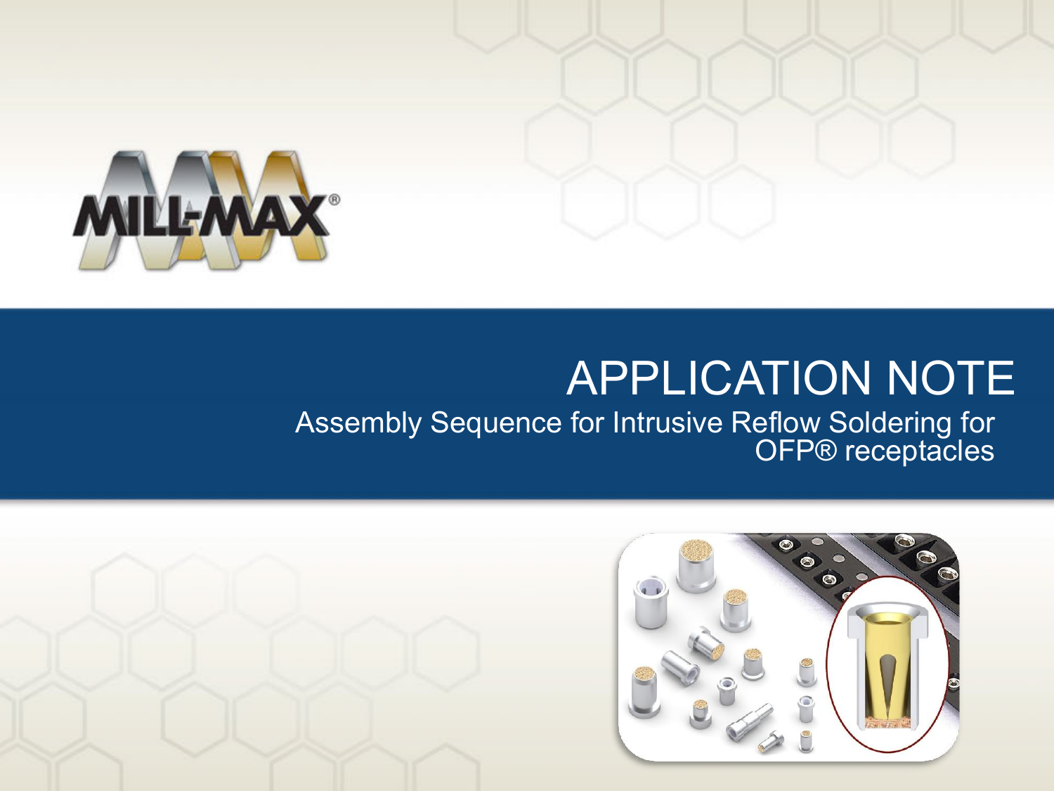# APPLICATION NOTE

## Assembly Sequence for Intrusive Reflow Soldering for OFP® receptacles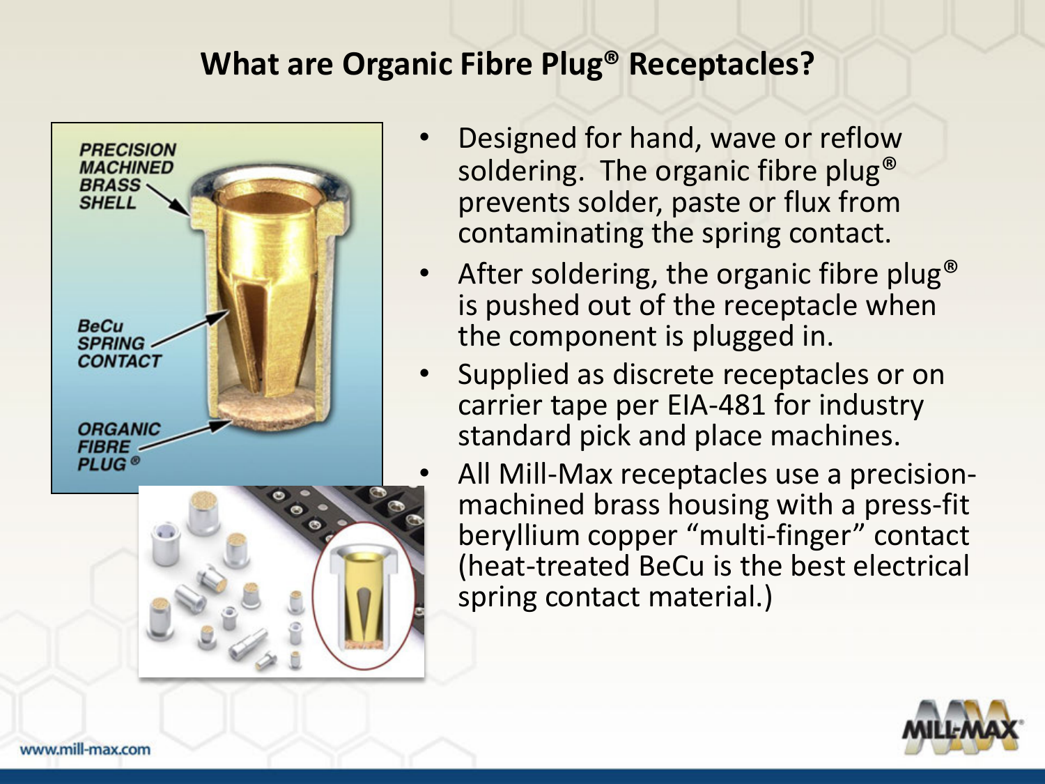# What are Organic Fibre Plug® Receptacles?

PRECISION MACHINED BRASS SHELL

BeCu SPRING CONTACT

ORGANIC FIBRE PLUG®

- Designed for hand, wave or reflow soldering. The organic fibre plug® prevents solder, paste or flux from contaminating the spring contact.
- After soldering, the organic fibre plug® is pushed out of the receptacle when the component is plugged in.
- Supplied as discrete receptacles or on carrier tape per EIA-481 for industry standard pick and place machines.
- All Mill-Max receptacles use a precision-machined brass housing with a press-fit beryllium copper "multi-finger" contact (heat-treated BeCu is the best electrical spring contact material.)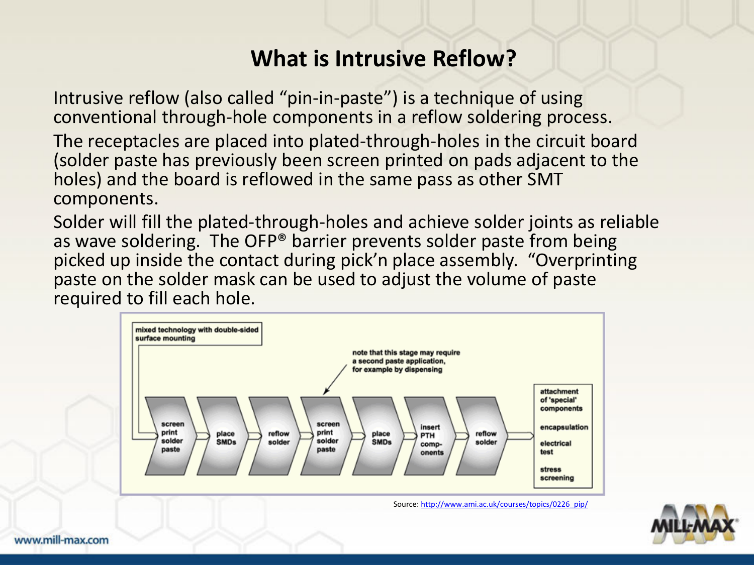# What is Intrusive Reflow?

Intrusive reflow (also called “pin-in-paste”) is a technique of using conventional through-hole components in a reflow soldering process.

The receptacles are placed into plated-through-holes in the circuit board (solder paste has previously been screen printed on pads adjacent to the holes) and the board is reflowed in the same pass as other SMT components.

Solder will fill the plated-through-holes and achieve solder joints as reliable as wave soldering. The OFP® barrier prevents solder paste from being picked up inside the contact during pick’n place assembly. “Overprinting paste on the solder mask can be used to adjust the volume of paste required to fill each hole.

mixed technology with double-sided surface mounting

note that this stage may require a second paste application, for example by dispensing

screen print solder paste → place SMDs → reflow solder → screen print solder paste → place SMDs → insert PTH components → reflow solder → attachment of 'special' components / encapsulation / electrical test / stress screening

Source: http://www.ami.ac.uk/courses/topics/0226_pip/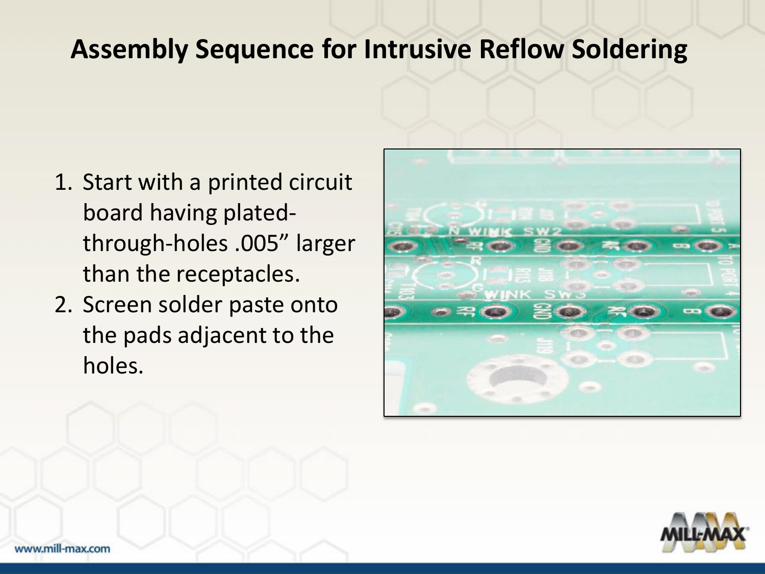# Assembly Sequence for Intrusive Reflow Soldering

1. Start with a printed circuit board having plated-through-holes .005" larger than the receptacles.
2. Screen solder paste onto the pads adjacent to the holes.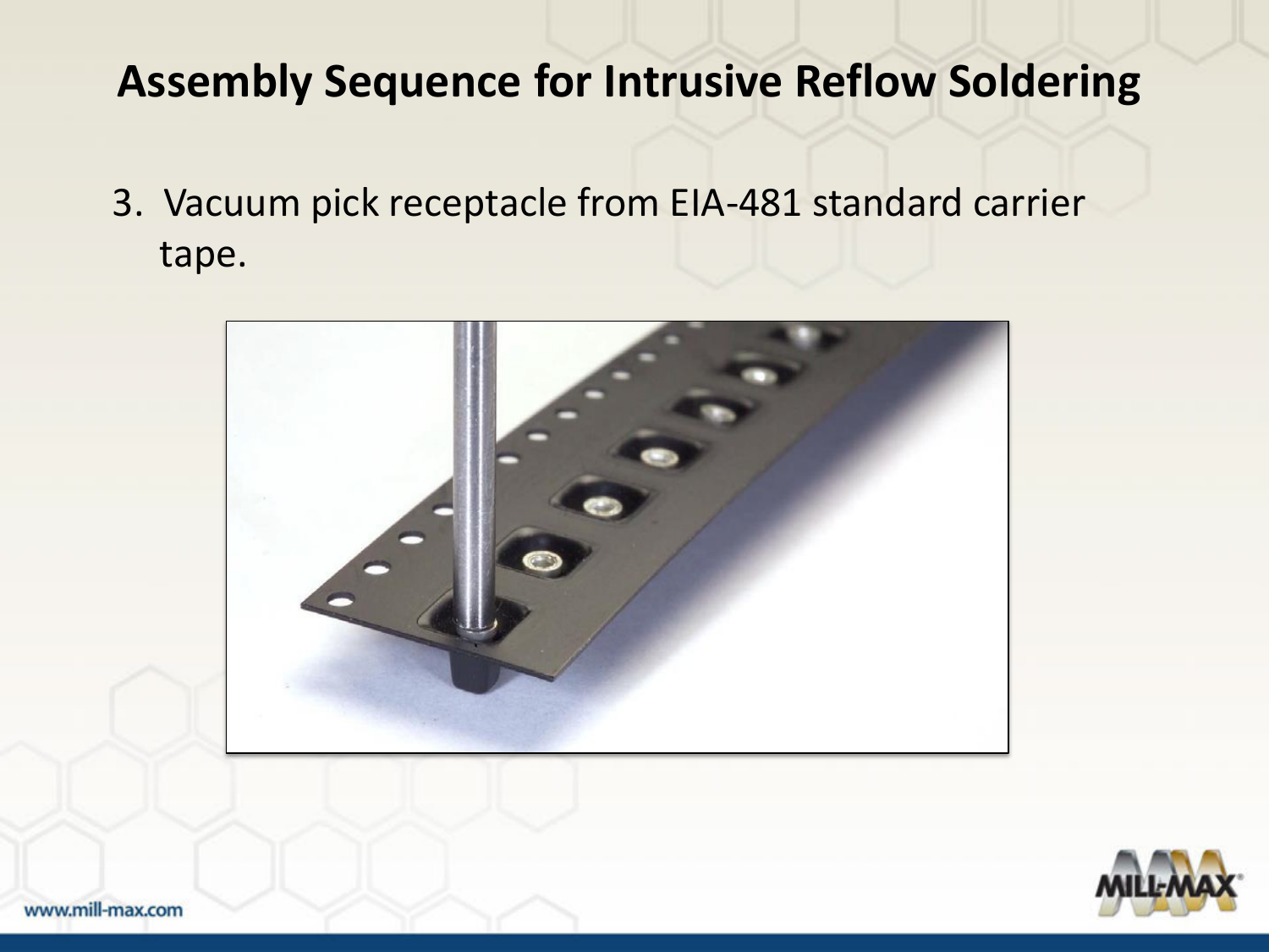# Assembly Sequence for Intrusive Reflow Soldering

3. Vacuum pick receptacle from EIA-481 standard carrier tape.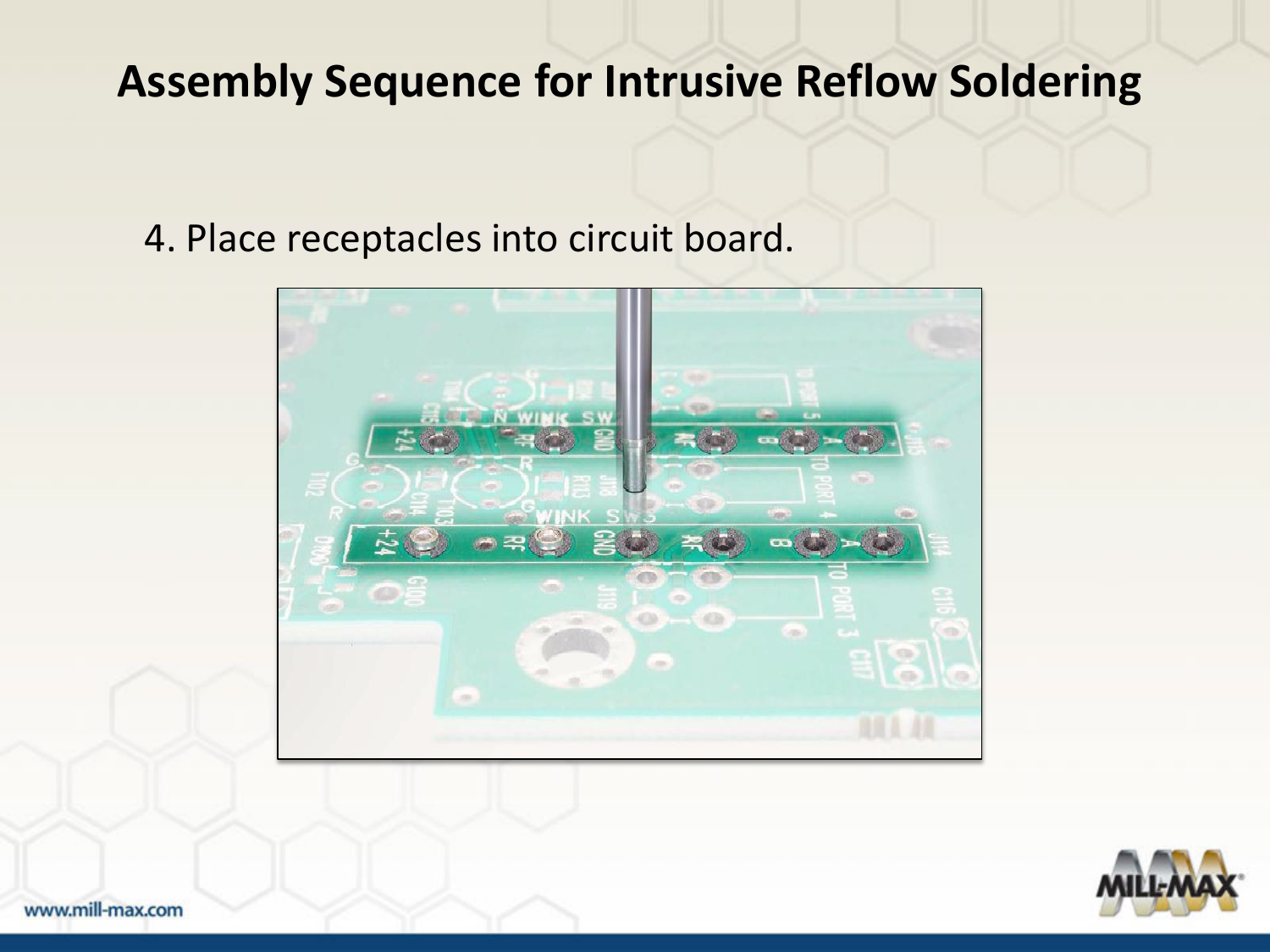# Assembly Sequence for Intrusive Reflow Soldering

4. Place receptacles into circuit board.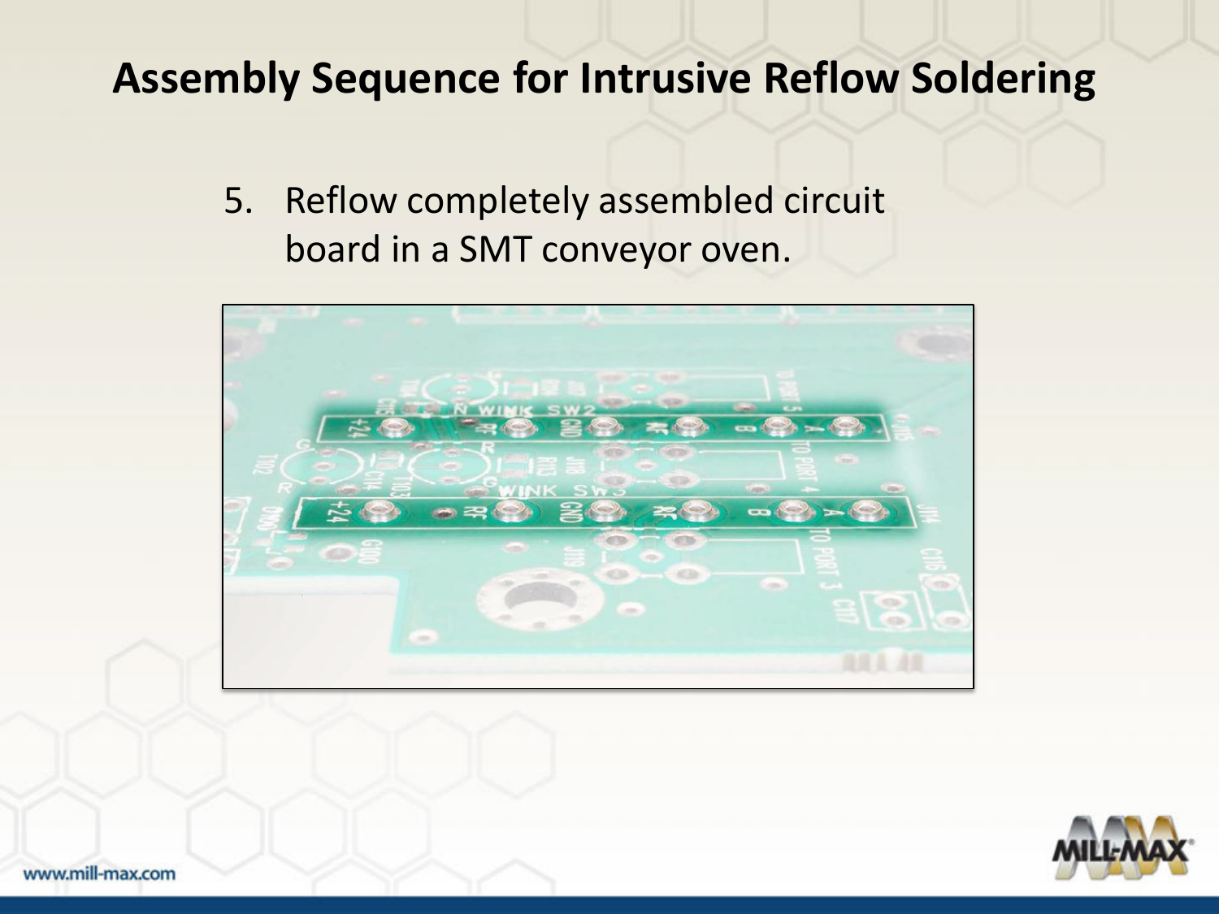# Assembly Sequence for Intrusive Reflow Soldering

5. Reflow completely assembled circuit board in a SMT conveyor oven.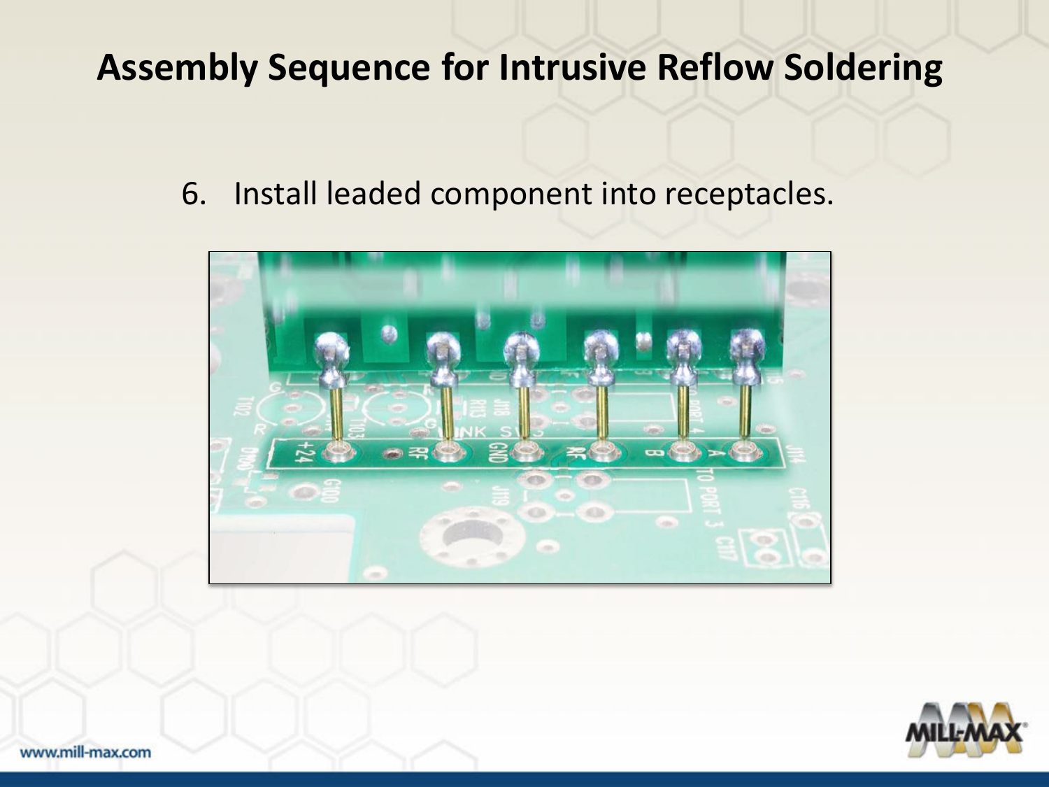# Assembly Sequence for Intrusive Reflow Soldering

6. Install leaded component into receptacles.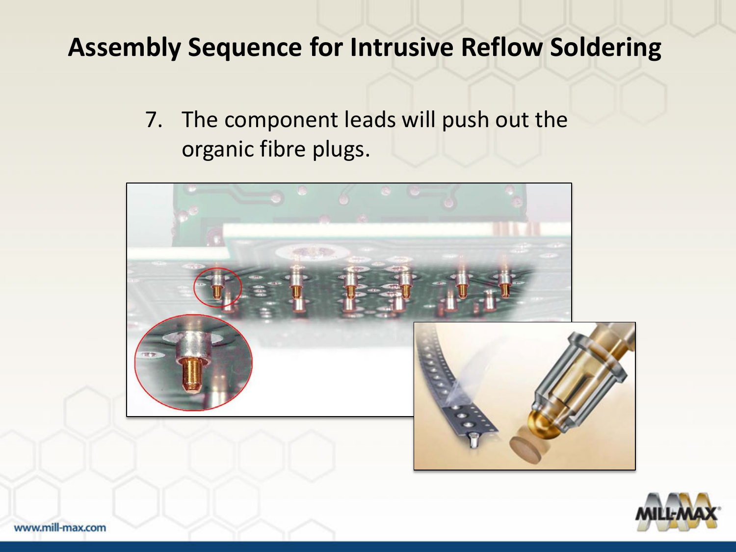# Assembly Sequence for Intrusive Reflow Soldering

7. The component leads will push out the organic fibre plugs.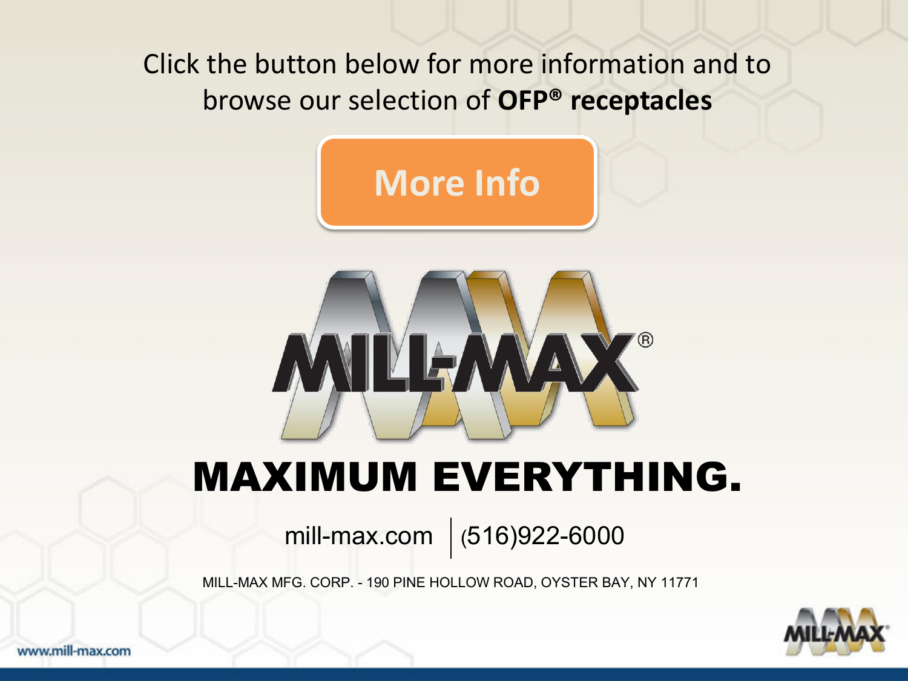Click the button below for more information and to browse our selection of **OFP® receptacles**

**More Info**

MILL-MAX®

# MAXIMUM EVERYTHING.

mill-max.com | (516)922-6000

MILL-MAX MFG. CORP. - 190 PINE HOLLOW ROAD, OYSTER BAY, NY 11771